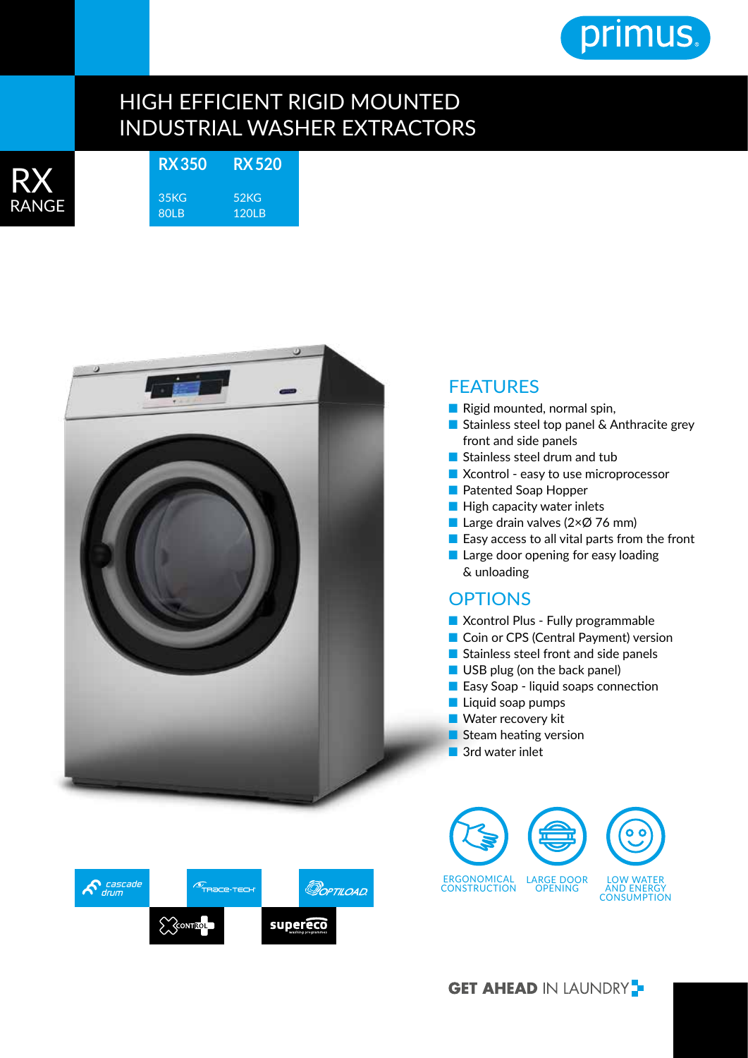primus

# HIGH EFFICIENT RIGID MOUNTED INDUSTRIAL WASHER EXTRACTORS

## RX RANGE

| RX 350 | RX 520 |
|---|---|
| 35KG | 52KG |
| 80LB | 120LB |

## FEATURES

- Rigid mounted, normal spin,
- Stainless steel top panel & Anthracite grey front and side panels
- Stainless steel drum and tub
- Xcontrol - easy to use microprocessor
- Patented Soap Hopper
- High capacity water inlets
- Large drain valves (2×Ø 76 mm)
- Easy access to all vital parts from the front
- Large door opening for easy loading & unloading

## OPTIONS

- Xcontrol Plus - Fully programmable
- Coin or CPS (Central Payment) version
- Stainless steel front and side panels
- USB plug (on the back panel)
- Easy Soap - liquid soaps connection
- Liquid soap pumps
- Water recovery kit
- Steam heating version
- 3rd water inlet

ERGONOMICAL CONSTRUCTION

LARGE DOOR OPENING

LOW WATER AND ENERGY CONSUMPTION

cascade drum

TRACE-TECH

OPTILOAD

XCONTROL

supereco

**GET AHEAD** IN LAUNDRY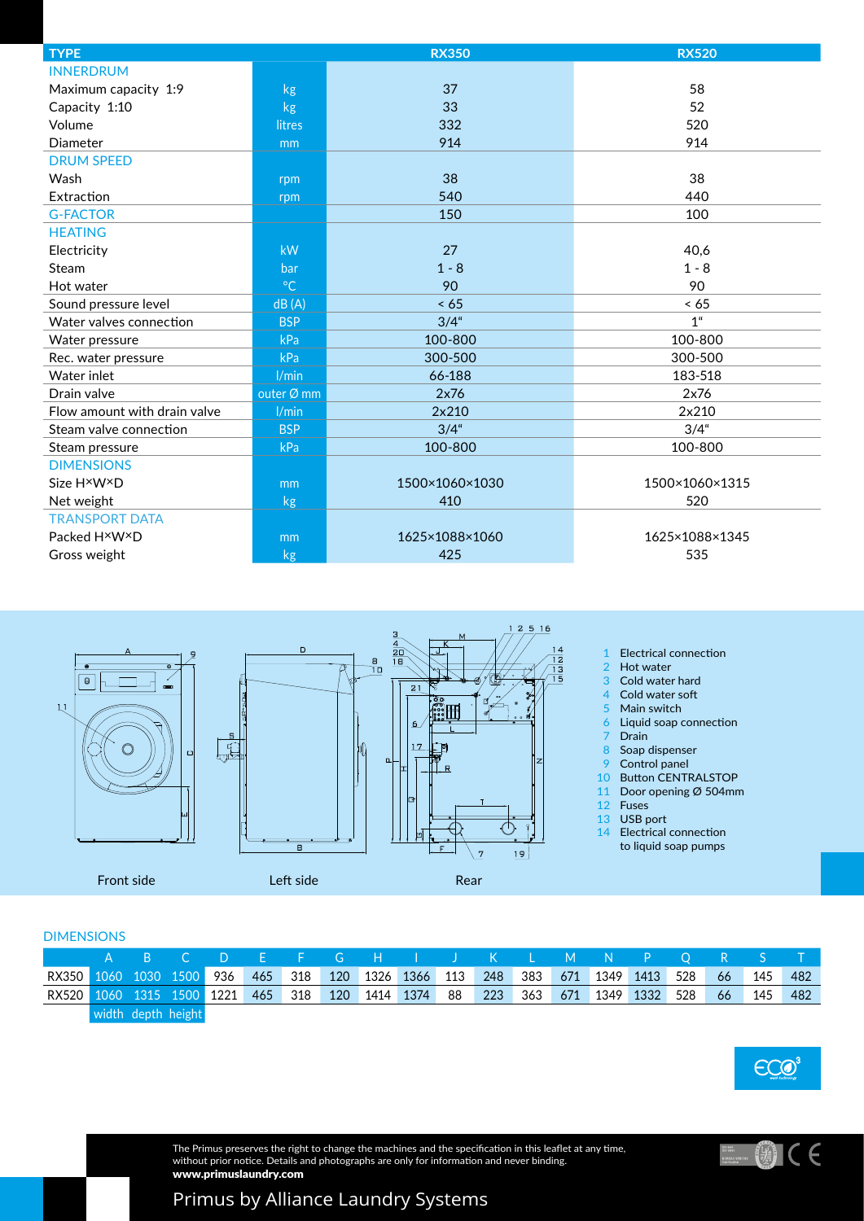| TYPE | | RX350 | RX520 |
|---|---|---|---|
| **INNERDRUM** | | | |
| Maximum capacity 1:9 | kg | 37 | 58 |
| Capacity 1:10 | kg | 33 | 52 |
| Volume | litres | 332 | 520 |
| Diameter | mm | 914 | 914 |
| **DRUM SPEED** | | | |
| Wash | rpm | 38 | 38 |
| Extraction | rpm | 540 | 440 |
| **G-FACTOR** | | 150 | 100 |
| **HEATING** | | | |
| Electricity | kW | 27 | 40,6 |
| Steam | bar | 1 - 8 | 1 - 8 |
| Hot water | °C | 90 | 90 |
| Sound pressure level | dB (A) | < 65 | < 65 |
| Water valves connection | BSP | 3/4" | 1" |
| Water pressure | kPa | 100-800 | 100-800 |
| Rec. water pressure | kPa | 300-500 | 300-500 |
| Water inlet | l/min | 66-188 | 183-518 |
| Drain valve | outer Ø mm | 2x76 | 2x76 |
| Flow amount with drain valve | l/min | 2x210 | 2x210 |
| Steam valve connection | BSP | 3/4" | 3/4" |
| Steam pressure | kPa | 100-800 | 100-800 |
| **DIMENSIONS** | | | |
| Size H×W×D | mm | 1500×1060×1030 | 1500×1060×1315 |
| Net weight | kg | 410 | 520 |
| **TRANSPORT DATA** | | | |
| Packed H×W×D | mm | 1625×1088×1060 | 1625×1088×1345 |
| Gross weight | kg | 425 | 535 |

Front side

Left side

Rear

1 Electrical connection
2 Hot water
3 Cold water hard
4 Cold water soft
5 Main switch
6 Liquid soap connection
7 Drain
8 Soap dispenser
9 Control panel
10 Button CENTRALSTOP
11 Door opening Ø 504mm
12 Fuses
13 USB port
14 Electrical connection to liquid soap pumps

## DIMENSIONS

| | A | B | C | D | E | F | G | H | I | J | K | L | M | N | P | Q | R | S | T |
|---|---|---|---|---|---|---|---|---|---|---|---|---|---|---|---|---|---|---|---|
| RX350 | 1060 | 1030 | 1500 | 936 | 465 | 318 | 120 | 1326 | 1366 | 113 | 248 | 383 | 671 | 1349 | 1413 | 528 | 66 | 145 | 482 |
| RX520 | 1060 | 1315 | 1500 | 1221 | 465 | 318 | 120 | 1414 | 1374 | 88 | 223 | 363 | 671 | 1349 | 1332 | 528 | 66 | 145 | 482 |
| | width | depth | height | | | | | | | | | | | | | | | | |

The Primus preserves the right to change the machines and the specification in this leaflet at any time, without prior notice. Details and photographs are only for information and never binding.
**www.primuslaundry.com**

Primus by Alliance Laundry Systems